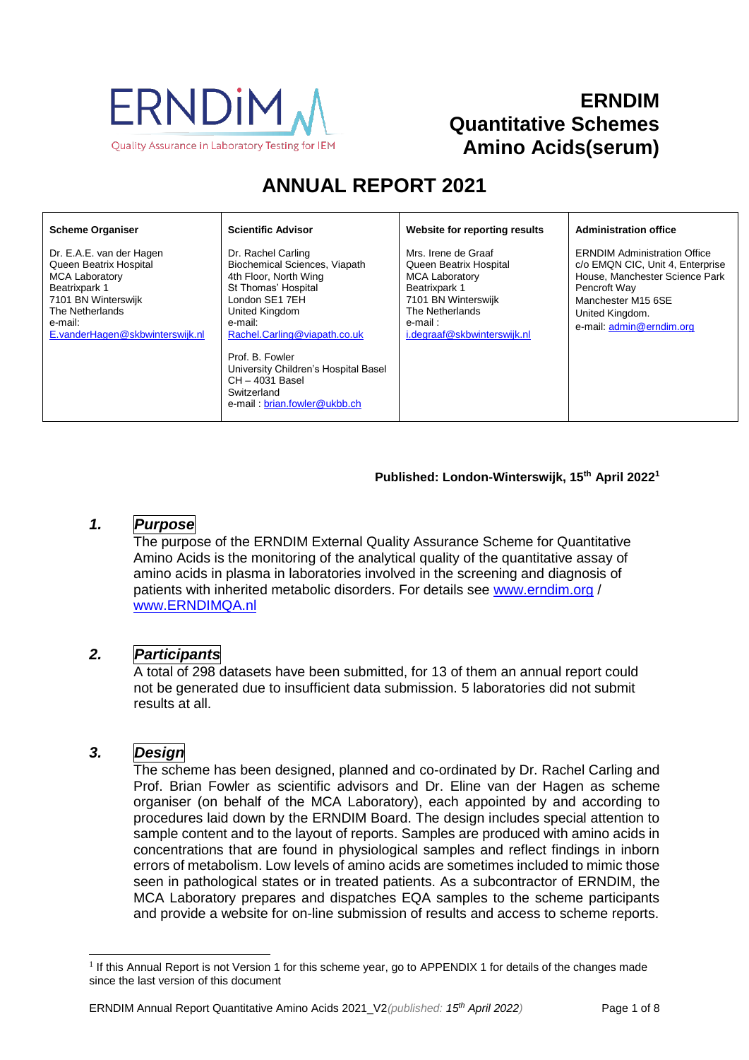ERNDiM
Quality Assurance in Laboratory Testing for IEM

# ERNDIM Quantitative Schemes Amino Acids(serum)

# ANNUAL REPORT 2021

| Scheme Organiser | Scientific Advisor | Website for reporting results | Administration office |
|---|---|---|---|
| Dr. E.A.E. van der Hagen<br>Queen Beatrix Hospital<br>MCA Laboratory<br>Beatrixpark 1<br>7101 BN Winterswijk<br>The Netherlands<br>e-mail:<br>E.vanderHagen@skbwinterswijk.nl | Dr. Rachel Carling<br>Biochemical Sciences, Viapath<br>4th Floor, North Wing<br>St Thomas' Hospital<br>London SE1 7EH<br>United Kingdom<br>e-mail:<br>Rachel.Carling@viapath.co.uk<br><br>Prof. B. Fowler<br>University Children's Hospital Basel<br>CH – 4031 Basel<br>Switzerland<br>e-mail : brian.fowler@ukbb.ch | Mrs. Irene de Graaf<br>Queen Beatrix Hospital<br>MCA Laboratory<br>Beatrixpark 1<br>7101 BN Winterswijk<br>The Netherlands<br>e-mail :<br>i.degraaf@skbwinterswijk.nl | ERNDIM Administration Office<br>c/o EMQN CIC, Unit 4, Enterprise House, Manchester Science Park<br>Pencroft Way<br>Manchester M15 6SE<br>United Kingdom.<br>e-mail: admin@erndim.org |

**Published: London-Winterswijk, 15th April 2022[1]**

## 1. *Purpose*

The purpose of the ERNDIM External Quality Assurance Scheme for Quantitative Amino Acids is the monitoring of the analytical quality of the quantitative assay of amino acids in plasma in laboratories involved in the screening and diagnosis of patients with inherited metabolic disorders. For details see www.erndim.org / www.ERNDIMQA.nl

## 2. *Participants*

A total of 298 datasets have been submitted, for 13 of them an annual report could not be generated due to insufficient data submission. 5 laboratories did not submit results at all.

## 3. *Design*

The scheme has been designed, planned and co-ordinated by Dr. Rachel Carling and Prof. Brian Fowler as scientific advisors and Dr. Eline van der Hagen as scheme organiser (on behalf of the MCA Laboratory), each appointed by and according to procedures laid down by the ERNDIM Board. The design includes special attention to sample content and to the layout of reports. Samples are produced with amino acids in concentrations that are found in physiological samples and reflect findings in inborn errors of metabolism. Low levels of amino acids are sometimes included to mimic those seen in pathological states or in treated patients. As a subcontractor of ERNDIM, the MCA Laboratory prepares and dispatches EQA samples to the scheme participants and provide a website for on-line submission of results and access to scheme reports.

[1] If this Annual Report is not Version 1 for this scheme year, go to APPENDIX 1 for details of the changes made since the last version of this document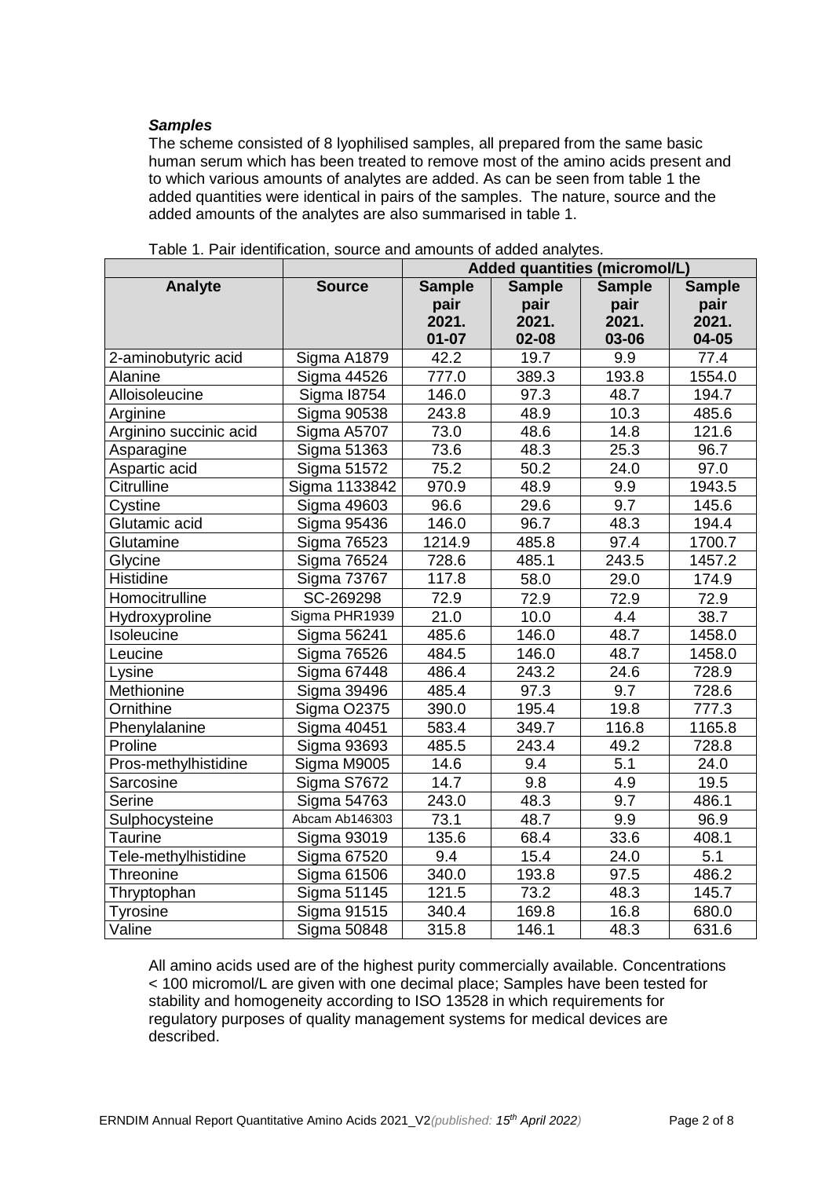### *Samples*

The scheme consisted of 8 lyophilised samples, all prepared from the same basic human serum which has been treated to remove most of the amino acids present and to which various amounts of analytes are added. As can be seen from table 1 the added quantities were identical in pairs of the samples. The nature, source and the added amounts of the analytes are also summarised in table 1.

Table 1. Pair identification, source and amounts of added analytes.

| | | Added quantities (micromol/L) | | | |
|---|---|---|---|---|---|
| **Analyte** | **Source** | **Sample pair 2021. 01-07** | **Sample pair 2021. 02-08** | **Sample pair 2021. 03-06** | **Sample pair 2021. 04-05** |
| 2-aminobutyric acid | Sigma A1879 | 42.2 | 19.7 | 9.9 | 77.4 |
| Alanine | Sigma 44526 | 777.0 | 389.3 | 193.8 | 1554.0 |
| Alloisoleucine | Sigma I8754 | 146.0 | 97.3 | 48.7 | 194.7 |
| Arginine | Sigma 90538 | 243.8 | 48.9 | 10.3 | 485.6 |
| Arginino succinic acid | Sigma A5707 | 73.0 | 48.6 | 14.8 | 121.6 |
| Asparagine | Sigma 51363 | 73.6 | 48.3 | 25.3 | 96.7 |
| Aspartic acid | Sigma 51572 | 75.2 | 50.2 | 24.0 | 97.0 |
| Citrulline | Sigma 1133842 | 970.9 | 48.9 | 9.9 | 1943.5 |
| Cystine | Sigma 49603 | 96.6 | 29.6 | 9.7 | 145.6 |
| Glutamic acid | Sigma 95436 | 146.0 | 96.7 | 48.3 | 194.4 |
| Glutamine | Sigma 76523 | 1214.9 | 485.8 | 97.4 | 1700.7 |
| Glycine | Sigma 76524 | 728.6 | 485.1 | 243.5 | 1457.2 |
| Histidine | Sigma 73767 | 117.8 | 58.0 | 29.0 | 174.9 |
| Homocitrulline | SC-269298 | 72.9 | 72.9 | 72.9 | 72.9 |
| Hydroxyproline | Sigma PHR1939 | 21.0 | 10.0 | 4.4 | 38.7 |
| Isoleucine | Sigma 56241 | 485.6 | 146.0 | 48.7 | 1458.0 |
| Leucine | Sigma 76526 | 484.5 | 146.0 | 48.7 | 1458.0 |
| Lysine | Sigma 67448 | 486.4 | 243.2 | 24.6 | 728.9 |
| Methionine | Sigma 39496 | 485.4 | 97.3 | 9.7 | 728.6 |
| Ornithine | Sigma O2375 | 390.0 | 195.4 | 19.8 | 777.3 |
| Phenylalanine | Sigma 40451 | 583.4 | 349.7 | 116.8 | 1165.8 |
| Proline | Sigma 93693 | 485.5 | 243.4 | 49.2 | 728.8 |
| Pros-methylhistidine | Sigma M9005 | 14.6 | 9.4 | 5.1 | 24.0 |
| Sarcosine | Sigma S7672 | 14.7 | 9.8 | 4.9 | 19.5 |
| Serine | Sigma 54763 | 243.0 | 48.3 | 9.7 | 486.1 |
| Sulphocysteine | Abcam Ab146303 | 73.1 | 48.7 | 9.9 | 96.9 |
| Taurine | Sigma 93019 | 135.6 | 68.4 | 33.6 | 408.1 |
| Tele-methylhistidine | Sigma 67520 | 9.4 | 15.4 | 24.0 | 5.1 |
| Threonine | Sigma 61506 | 340.0 | 193.8 | 97.5 | 486.2 |
| Thryptophan | Sigma 51145 | 121.5 | 73.2 | 48.3 | 145.7 |
| Tyrosine | Sigma 91515 | 340.4 | 169.8 | 16.8 | 680.0 |
| Valine | Sigma 50848 | 315.8 | 146.1 | 48.3 | 631.6 |

All amino acids used are of the highest purity commercially available. Concentrations < 100 micromol/L are given with one decimal place; Samples have been tested for stability and homogeneity according to ISO 13528 in which requirements for regulatory purposes of quality management systems for medical devices are described.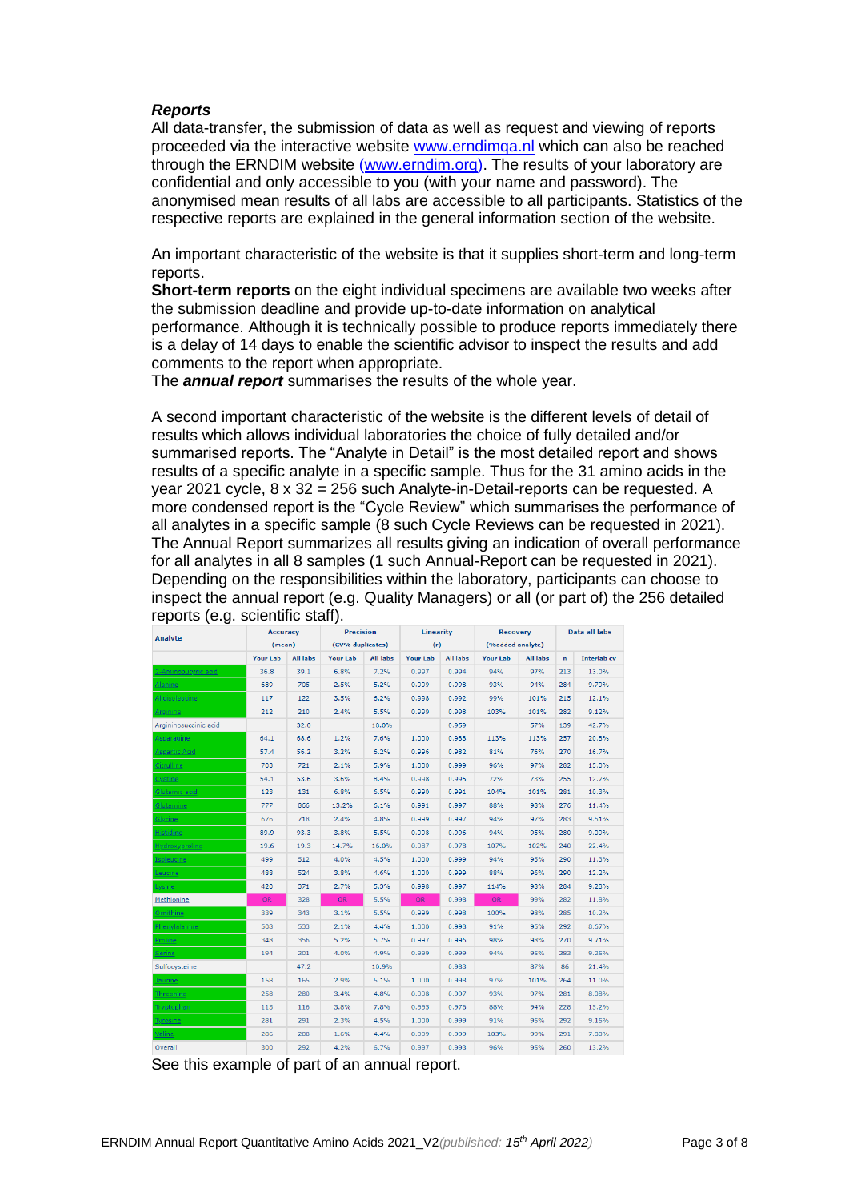### *Reports*

All data-transfer, the submission of data as well as request and viewing of reports proceeded via the interactive website www.erndimqa.nl which can also be reached through the ERNDIM website (www.erndim.org). The results of your laboratory are confidential and only accessible to you (with your name and password). The anonymised mean results of all labs are accessible to all participants. Statistics of the respective reports are explained in the general information section of the website.

An important characteristic of the website is that it supplies short-term and long-term reports.

**Short-term reports** on the eight individual specimens are available two weeks after the submission deadline and provide up-to-date information on analytical performance. Although it is technically possible to produce reports immediately there is a delay of 14 days to enable the scientific advisor to inspect the results and add comments to the report when appropriate.

The ***annual report*** summarises the results of the whole year.

A second important characteristic of the website is the different levels of detail of results which allows individual laboratories the choice of fully detailed and/or summarised reports. The "Analyte in Detail" is the most detailed report and shows results of a specific analyte in a specific sample. Thus for the 31 amino acids in the year 2021 cycle, 8 x 32 = 256 such Analyte-in-Detail-reports can be requested. A more condensed report is the "Cycle Review" which summarises the performance of all analytes in a specific sample (8 such Cycle Reviews can be requested in 2021). The Annual Report summarizes all results giving an indication of overall performance for all analytes in all 8 samples (1 such Annual-Report can be requested in 2021). Depending on the responsibilities within the laboratory, participants can choose to inspect the annual report (e.g. Quality Managers) or all (or part of) the 256 detailed reports (e.g. scientific staff).

| Analyte | Accuracy (mean) | | Precision (CV% duplicates) | | Linearity (r) | | Recovery (%added analyte) | | Data all labs | |
|---|---|---|---|---|---|---|---|---|---|---|
| | Your Lab | All labs | Your Lab | All labs | Your Lab | All labs | Your Lab | All labs | n | Interlab cv |
| 2-Aminobutyric acid | 36.8 | 39.1 | 6.8% | 7.2% | 0.997 | 0.994 | 94% | 97% | 213 | 13.0% |
| Alanine | 689 | 705 | 2.5% | 5.2% | 0.999 | 0.998 | 93% | 94% | 284 | 9.79% |
| Alloisoleucine | 117 | 122 | 3.5% | 6.2% | 0.998 | 0.992 | 99% | 101% | 215 | 12.1% |
| Arginine | 212 | 210 | 2.4% | 5.5% | 0.999 | 0.998 | 103% | 101% | 282 | 9.12% |
| Argininosuccinic acid | | 32.0 | | 18.0% | | 0.959 | | 57% | 139 | 42.7% |
| Asparagine | 64.1 | 68.6 | 1.2% | 7.6% | 1.000 | 0.988 | 113% | 113% | 257 | 20.8% |
| Aspartic Acid | 57.4 | 56.2 | 3.2% | 6.2% | 0.996 | 0.982 | 81% | 76% | 270 | 16.7% |
| Citrulline | 703 | 721 | 2.1% | 5.9% | 1.000 | 0.999 | 96% | 97% | 282 | 15.0% |
| Cystine | 54.1 | 53.6 | 3.6% | 8.4% | 0.998 | 0.995 | 72% | 73% | 255 | 12.7% |
| Glutamic acid | 123 | 131 | 6.8% | 6.5% | 0.990 | 0.991 | 104% | 101% | 281 | 10.3% |
| Glutamine | 777 | 866 | 13.2% | 6.1% | 0.991 | 0.997 | 88% | 98% | 276 | 11.4% |
| Glycine | 676 | 718 | 2.4% | 4.8% | 0.999 | 0.997 | 94% | 97% | 283 | 9.51% |
| Histidine | 89.9 | 93.3 | 3.8% | 5.5% | 0.998 | 0.996 | 94% | 95% | 280 | 9.09% |
| Hydroxyproline | 19.6 | 19.3 | 14.7% | 16.0% | 0.987 | 0.978 | 107% | 102% | 240 | 22.4% |
| Isoleucine | 499 | 512 | 4.0% | 4.5% | 1.000 | 0.999 | 94% | 95% | 290 | 11.3% |
| Leucine | 488 | 524 | 3.8% | 4.6% | 1.000 | 0.999 | 88% | 96% | 290 | 12.2% |
| Lysine | 420 | 371 | 2.7% | 5.3% | 0.998 | 0.997 | 114% | 98% | 284 | 9.28% |
| Methionine | OR | 328 | OR | 5.5% | OR | 0.998 | OR | 99% | 282 | 11.8% |
| Ornithine | 339 | 343 | 3.1% | 5.5% | 0.999 | 0.998 | 100% | 98% | 285 | 10.2% |
| Phenylalanine | 508 | 533 | 2.1% | 4.4% | 1.000 | 0.998 | 91% | 95% | 292 | 8.67% |
| Proline | 348 | 356 | 5.2% | 5.7% | 0.997 | 0.996 | 98% | 98% | 270 | 9.71% |
| Serine | 194 | 201 | 4.0% | 4.9% | 0.999 | 0.999 | 94% | 95% | 283 | 9.25% |
| Sulfocysteine | | 47.2 | | 10.9% | | 0.983 | | 87% | 86 | 21.4% |
| Taurine | 158 | 165 | 2.9% | 5.1% | 1.000 | 0.998 | 97% | 101% | 264 | 11.0% |
| Threonine | 258 | 280 | 3.4% | 4.8% | 0.998 | 0.997 | 93% | 97% | 281 | 8.08% |
| Tryptophan | 113 | 116 | 3.8% | 7.8% | 0.995 | 0.976 | 88% | 94% | 228 | 15.2% |
| Tyrosine | 281 | 291 | 2.3% | 4.5% | 1.000 | 0.999 | 91% | 95% | 292 | 9.15% |
| Valine | 286 | 288 | 1.6% | 4.4% | 0.999 | 0.999 | 103% | 99% | 291 | 7.80% |
| Overall | 300 | 292 | 4.2% | 6.7% | 0.997 | 0.993 | 96% | 95% | 260 | 13.2% |

See this example of part of an annual report.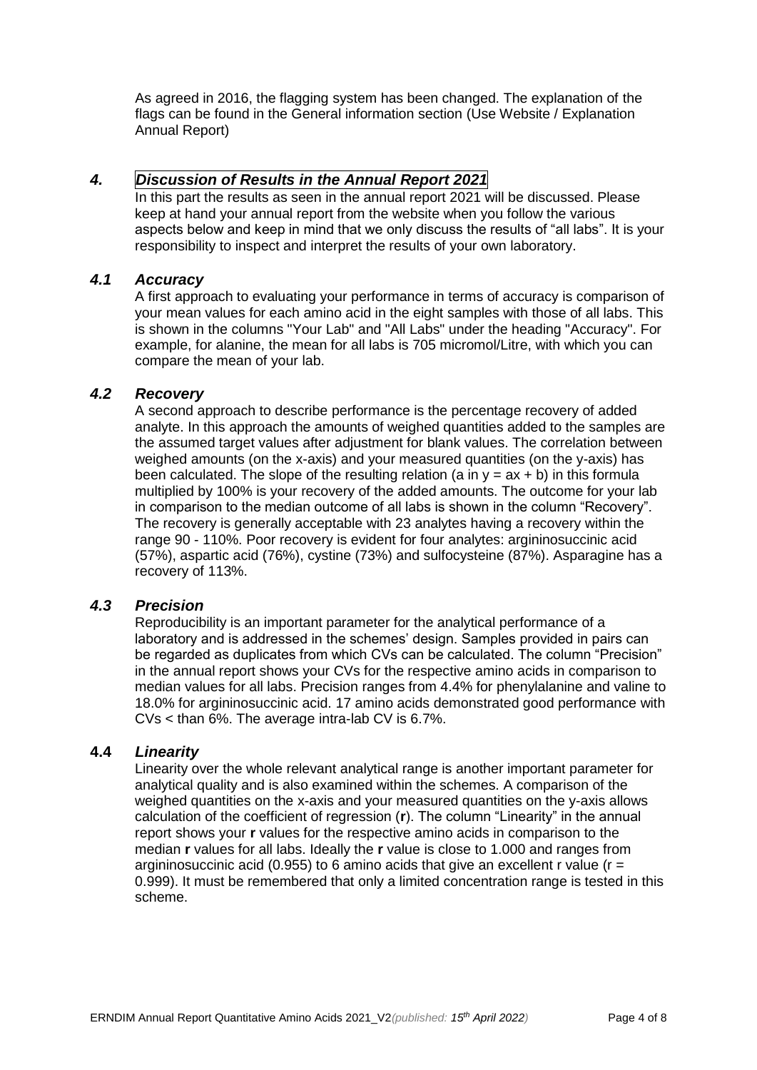As agreed in 2016, the flagging system has been changed. The explanation of the flags can be found in the General information section (Use Website / Explanation Annual Report)

## *4. Discussion of Results in the Annual Report 2021*

In this part the results as seen in the annual report 2021 will be discussed. Please keep at hand your annual report from the website when you follow the various aspects below and keep in mind that we only discuss the results of "all labs". It is your responsibility to inspect and interpret the results of your own laboratory.

### *4.1 Accuracy*

A first approach to evaluating your performance in terms of accuracy is comparison of your mean values for each amino acid in the eight samples with those of all labs. This is shown in the columns "Your Lab" and "All Labs" under the heading "Accuracy". For example, for alanine, the mean for all labs is 705 micromol/Litre, with which you can compare the mean of your lab.

### *4.2 Recovery*

A second approach to describe performance is the percentage recovery of added analyte. In this approach the amounts of weighed quantities added to the samples are the assumed target values after adjustment for blank values. The correlation between weighed amounts (on the x-axis) and your measured quantities (on the y-axis) has been calculated. The slope of the resulting relation (a in $y = ax + b$) in this formula multiplied by 100% is your recovery of the added amounts. The outcome for your lab in comparison to the median outcome of all labs is shown in the column "Recovery". The recovery is generally acceptable with 23 analytes having a recovery within the range 90 - 110%. Poor recovery is evident for four analytes: argininosuccinic acid (57%), aspartic acid (76%), cystine (73%) and sulfocysteine (87%). Asparagine has a recovery of 113%.

### *4.3 Precision*

Reproducibility is an important parameter for the analytical performance of a laboratory and is addressed in the schemes' design. Samples provided in pairs can be regarded as duplicates from which CVs can be calculated. The column "Precision" in the annual report shows your CVs for the respective amino acids in comparison to median values for all labs. Precision ranges from 4.4% for phenylalanine and valine to 18.0% for argininosuccinic acid. 17 amino acids demonstrated good performance with CVs < than 6%. The average intra-lab CV is 6.7%.

### **4.4** *Linearity*

Linearity over the whole relevant analytical range is another important parameter for analytical quality and is also examined within the schemes. A comparison of the weighed quantities on the x-axis and your measured quantities on the y-axis allows calculation of the coefficient of regression (**r**). The column "Linearity" in the annual report shows your **r** values for the respective amino acids in comparison to the median **r** values for all labs. Ideally the **r** value is close to 1.000 and ranges from argininosuccinic acid (0.955) to 6 amino acids that give an excellent r value ($r = 0.999$). It must be remembered that only a limited concentration range is tested in this scheme.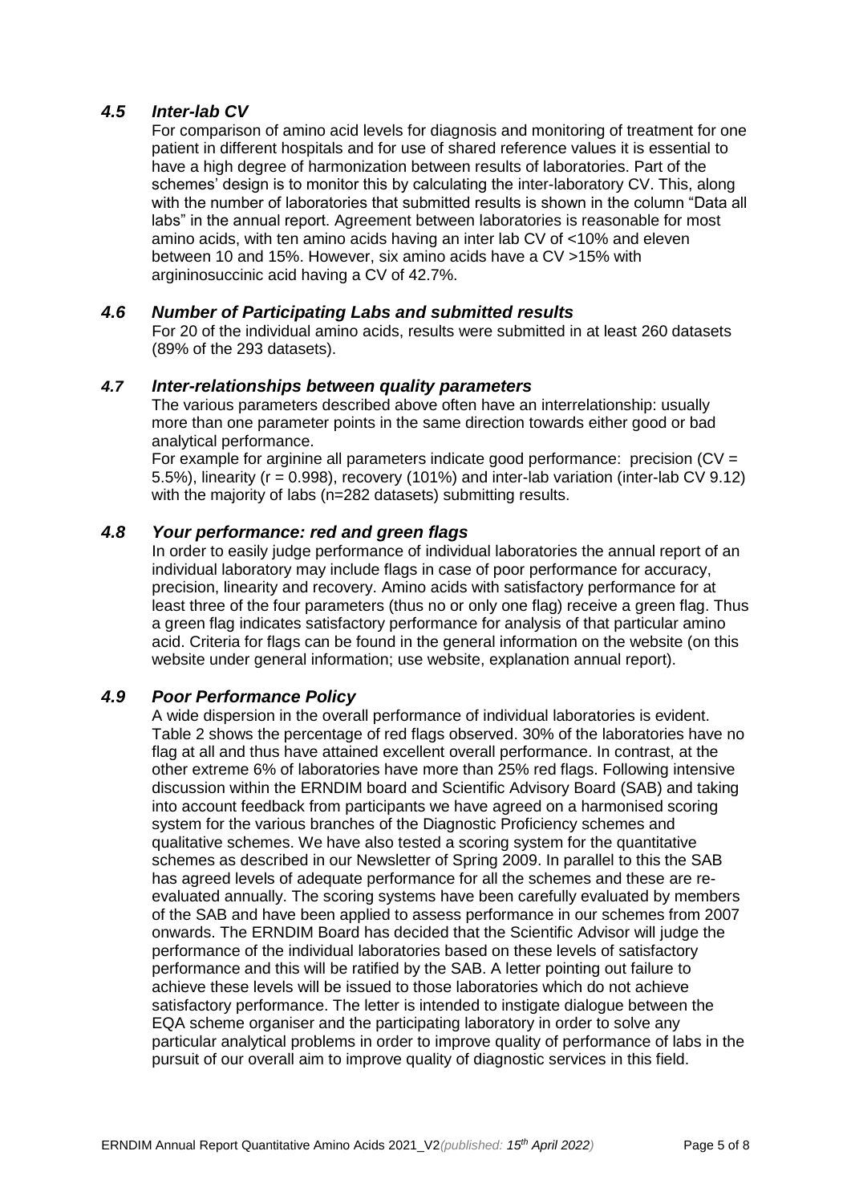### *4.5 Inter-lab CV*

For comparison of amino acid levels for diagnosis and monitoring of treatment for one patient in different hospitals and for use of shared reference values it is essential to have a high degree of harmonization between results of laboratories. Part of the schemes' design is to monitor this by calculating the inter-laboratory CV. This, along with the number of laboratories that submitted results is shown in the column "Data all labs" in the annual report. Agreement between laboratories is reasonable for most amino acids, with ten amino acids having an inter lab CV of <10% and eleven between 10 and 15%. However, six amino acids have a CV >15% with argininosuccinic acid having a CV of 42.7%.

### *4.6 Number of Participating Labs and submitted results*

For 20 of the individual amino acids, results were submitted in at least 260 datasets (89% of the 293 datasets).

### *4.7 Inter-relationships between quality parameters*

The various parameters described above often have an interrelationship: usually more than one parameter points in the same direction towards either good or bad analytical performance.

For example for arginine all parameters indicate good performance: precision (CV = 5.5%), linearity (r = 0.998), recovery (101%) and inter-lab variation (inter-lab CV 9.12) with the majority of labs (n=282 datasets) submitting results.

### *4.8 Your performance: red and green flags*

In order to easily judge performance of individual laboratories the annual report of an individual laboratory may include flags in case of poor performance for accuracy, precision, linearity and recovery. Amino acids with satisfactory performance for at least three of the four parameters (thus no or only one flag) receive a green flag. Thus a green flag indicates satisfactory performance for analysis of that particular amino acid. Criteria for flags can be found in the general information on the website (on this website under general information; use website, explanation annual report).

### *4.9 Poor Performance Policy*

A wide dispersion in the overall performance of individual laboratories is evident. Table 2 shows the percentage of red flags observed. 30% of the laboratories have no flag at all and thus have attained excellent overall performance. In contrast, at the other extreme 6% of laboratories have more than 25% red flags. Following intensive discussion within the ERNDIM board and Scientific Advisory Board (SAB) and taking into account feedback from participants we have agreed on a harmonised scoring system for the various branches of the Diagnostic Proficiency schemes and qualitative schemes. We have also tested a scoring system for the quantitative schemes as described in our Newsletter of Spring 2009. In parallel to this the SAB has agreed levels of adequate performance for all the schemes and these are re-evaluated annually. The scoring systems have been carefully evaluated by members of the SAB and have been applied to assess performance in our schemes from 2007 onwards. The ERNDIM Board has decided that the Scientific Advisor will judge the performance of the individual laboratories based on these levels of satisfactory performance and this will be ratified by the SAB. A letter pointing out failure to achieve these levels will be issued to those laboratories which do not achieve satisfactory performance. The letter is intended to instigate dialogue between the EQA scheme organiser and the participating laboratory in order to solve any particular analytical problems in order to improve quality of performance of labs in the pursuit of our overall aim to improve quality of diagnostic services in this field.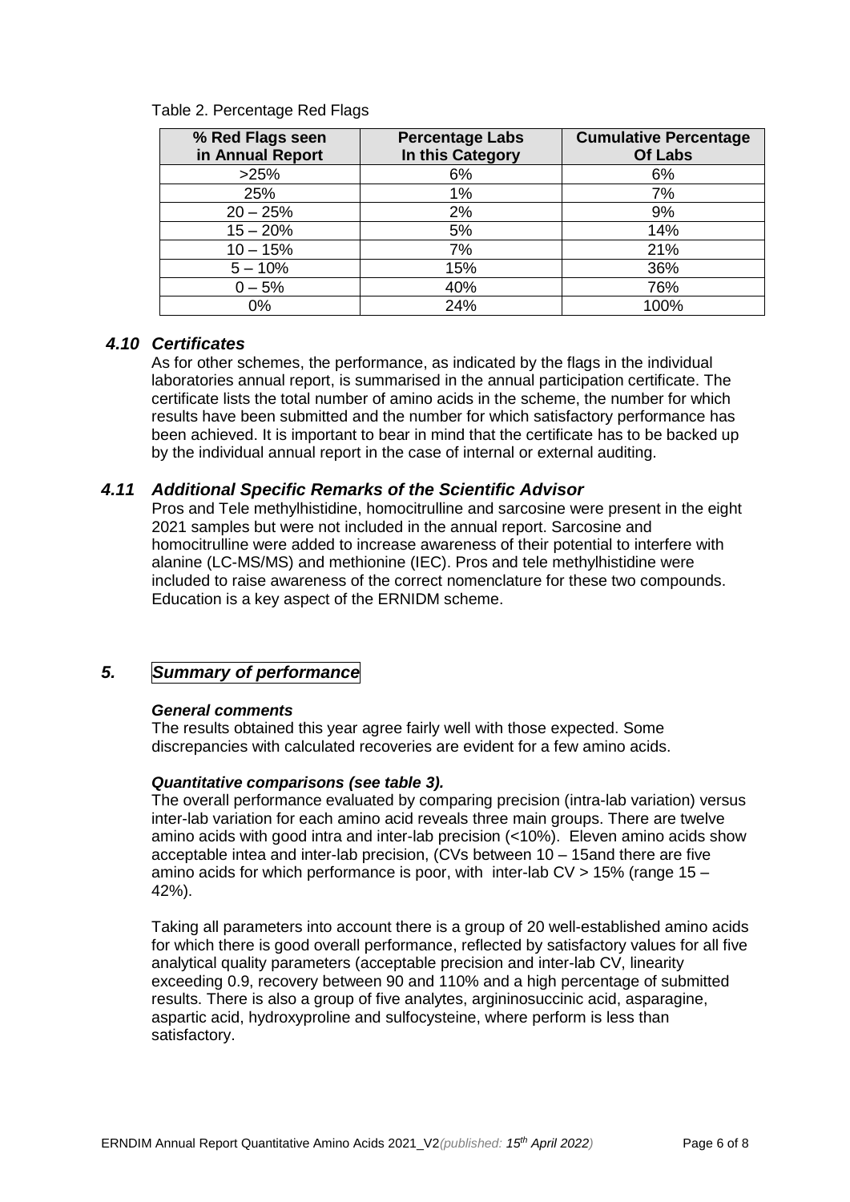Table 2. Percentage Red Flags

| % Red Flags seen in Annual Report | Percentage Labs In this Category | Cumulative Percentage Of Labs |
|---|---|---|
| >25% | 6% | 6% |
| 25% | 1% | 7% |
| 20 – 25% | 2% | 9% |
| 15 – 20% | 5% | 14% |
| 10 – 15% | 7% | 21% |
| 5 – 10% | 15% | 36% |
| 0 – 5% | 40% | 76% |
| 0% | 24% | 100% |

### *4.10 Certificates*

As for other schemes, the performance, as indicated by the flags in the individual laboratories annual report, is summarised in the annual participation certificate. The certificate lists the total number of amino acids in the scheme, the number for which results have been submitted and the number for which satisfactory performance has been achieved. It is important to bear in mind that the certificate has to be backed up by the individual annual report in the case of internal or external auditing.

### *4.11 Additional Specific Remarks of the Scientific Advisor*

Pros and Tele methylhistidine, homocitrulline and sarcosine were present in the eight 2021 samples but were not included in the annual report. Sarcosine and homocitrulline were added to increase awareness of their potential to interfere with alanine (LC-MS/MS) and methionine (IEC). Pros and tele methylhistidine were included to raise awareness of the correct nomenclature for these two compounds. Education is a key aspect of the ERNIDM scheme.

## *5. Summary of performance*

***General comments***

The results obtained this year agree fairly well with those expected. Some discrepancies with calculated recoveries are evident for a few amino acids.

***Quantitative comparisons (see table 3).***

The overall performance evaluated by comparing precision (intra-lab variation) versus inter-lab variation for each amino acid reveals three main groups. There are twelve amino acids with good intra and inter-lab precision (<10%). Eleven amino acids show acceptable intea and inter-lab precision, (CVs between 10 – 15and there are five amino acids for which performance is poor, with inter-lab CV > 15% (range 15 – 42%).

Taking all parameters into account there is a group of 20 well-established amino acids for which there is good overall performance, reflected by satisfactory values for all five analytical quality parameters (acceptable precision and inter-lab CV, linearity exceeding 0.9, recovery between 90 and 110% and a high percentage of submitted results. There is also a group of five analytes, argininosuccinic acid, asparagine, aspartic acid, hydroxyproline and sulfocysteine, where perform is less than satisfactory.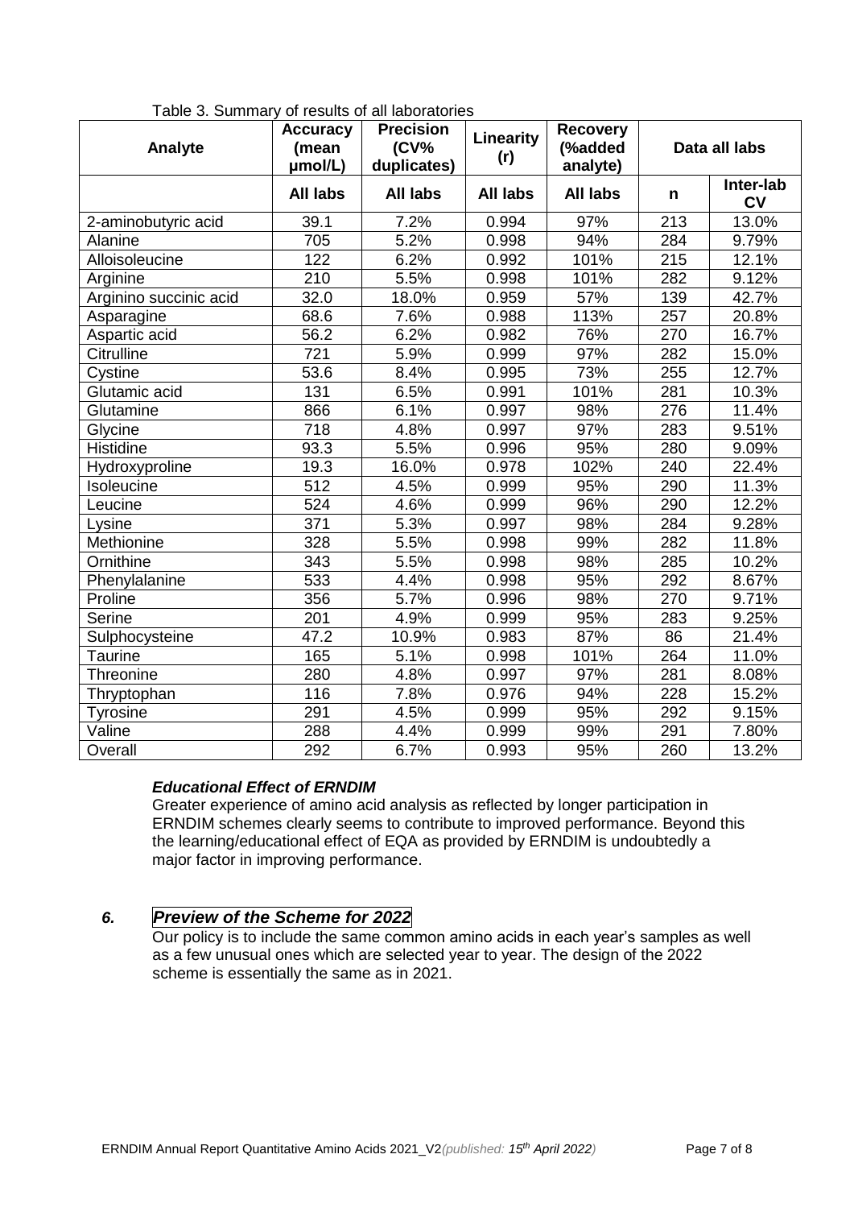Table 3. Summary of results of all laboratories

| Analyte | Accuracy (mean µmol/L) | Precision (CV% duplicates) | Linearity (r) | Recovery (%added analyte) | Data all labs | |
|---|---|---|---|---|---|---|
| | All labs | All labs | All labs | All labs | n | Inter-lab CV |
| 2-aminobutyric acid | 39.1 | 7.2% | 0.994 | 97% | 213 | 13.0% |
| Alanine | 705 | 5.2% | 0.998 | 94% | 284 | 9.79% |
| Alloisoleucine | 122 | 6.2% | 0.992 | 101% | 215 | 12.1% |
| Arginine | 210 | 5.5% | 0.998 | 101% | 282 | 9.12% |
| Arginino succinic acid | 32.0 | 18.0% | 0.959 | 57% | 139 | 42.7% |
| Asparagine | 68.6 | 7.6% | 0.988 | 113% | 257 | 20.8% |
| Aspartic acid | 56.2 | 6.2% | 0.982 | 76% | 270 | 16.7% |
| Citrulline | 721 | 5.9% | 0.999 | 97% | 282 | 15.0% |
| Cystine | 53.6 | 8.4% | 0.995 | 73% | 255 | 12.7% |
| Glutamic acid | 131 | 6.5% | 0.991 | 101% | 281 | 10.3% |
| Glutamine | 866 | 6.1% | 0.997 | 98% | 276 | 11.4% |
| Glycine | 718 | 4.8% | 0.997 | 97% | 283 | 9.51% |
| Histidine | 93.3 | 5.5% | 0.996 | 95% | 280 | 9.09% |
| Hydroxyproline | 19.3 | 16.0% | 0.978 | 102% | 240 | 22.4% |
| Isoleucine | 512 | 4.5% | 0.999 | 95% | 290 | 11.3% |
| Leucine | 524 | 4.6% | 0.999 | 96% | 290 | 12.2% |
| Lysine | 371 | 5.3% | 0.997 | 98% | 284 | 9.28% |
| Methionine | 328 | 5.5% | 0.998 | 99% | 282 | 11.8% |
| Ornithine | 343 | 5.5% | 0.998 | 98% | 285 | 10.2% |
| Phenylalanine | 533 | 4.4% | 0.998 | 95% | 292 | 8.67% |
| Proline | 356 | 5.7% | 0.996 | 98% | 270 | 9.71% |
| Serine | 201 | 4.9% | 0.999 | 95% | 283 | 9.25% |
| Sulphocysteine | 47.2 | 10.9% | 0.983 | 87% | 86 | 21.4% |
| Taurine | 165 | 5.1% | 0.998 | 101% | 264 | 11.0% |
| Threonine | 280 | 4.8% | 0.997 | 97% | 281 | 8.08% |
| Thryptophan | 116 | 7.8% | 0.976 | 94% | 228 | 15.2% |
| Tyrosine | 291 | 4.5% | 0.999 | 95% | 292 | 9.15% |
| Valine | 288 | 4.4% | 0.999 | 99% | 291 | 7.80% |
| Overall | 292 | 6.7% | 0.993 | 95% | 260 | 13.2% |

***Educational Effect of ERNDIM***

Greater experience of amino acid analysis as reflected by longer participation in ERNDIM schemes clearly seems to contribute to improved performance. Beyond this the learning/educational effect of EQA as provided by ERNDIM is undoubtedly a major factor in improving performance.

## *6. Preview of the Scheme for 2022*

Our policy is to include the same common amino acids in each year's samples as well as a few unusual ones which are selected year to year. The design of the 2022 scheme is essentially the same as in 2021.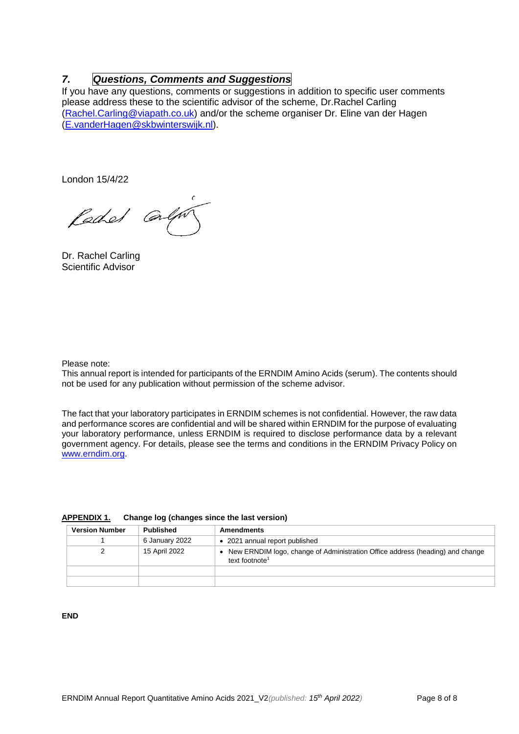## *7. Questions, Comments and Suggestions*

If you have any questions, comments or suggestions in addition to specific user comments please address these to the scientific advisor of the scheme, Dr.Rachel Carling (Rachel.Carling@viapath.co.uk) and/or the scheme organiser Dr. Eline van der Hagen (E.vanderHagen@skbwinterswijk.nl).

London 15/4/22

Dr. Rachel Carling
Scientific Advisor

Please note:
This annual report is intended for participants of the ERNDIM Amino Acids (serum). The contents should not be used for any publication without permission of the scheme advisor.

The fact that your laboratory participates in ERNDIM schemes is not confidential. However, the raw data and performance scores are confidential and will be shared within ERNDIM for the purpose of evaluating your laboratory performance, unless ERNDIM is required to disclose performance data by a relevant government agency. For details, please see the terms and conditions in the ERNDIM Privacy Policy on www.erndim.org.

**APPENDIX 1. Change log (changes since the last version)**

| Version Number | Published | Amendments |
|---|---|---|
| 1 | 6 January 2022 | • 2021 annual report published |
| 2 | 15 April 2022 | • New ERNDIM logo, change of Administration Office address (heading) and change text footnote[1] |
| | | |
| | | |

**END**